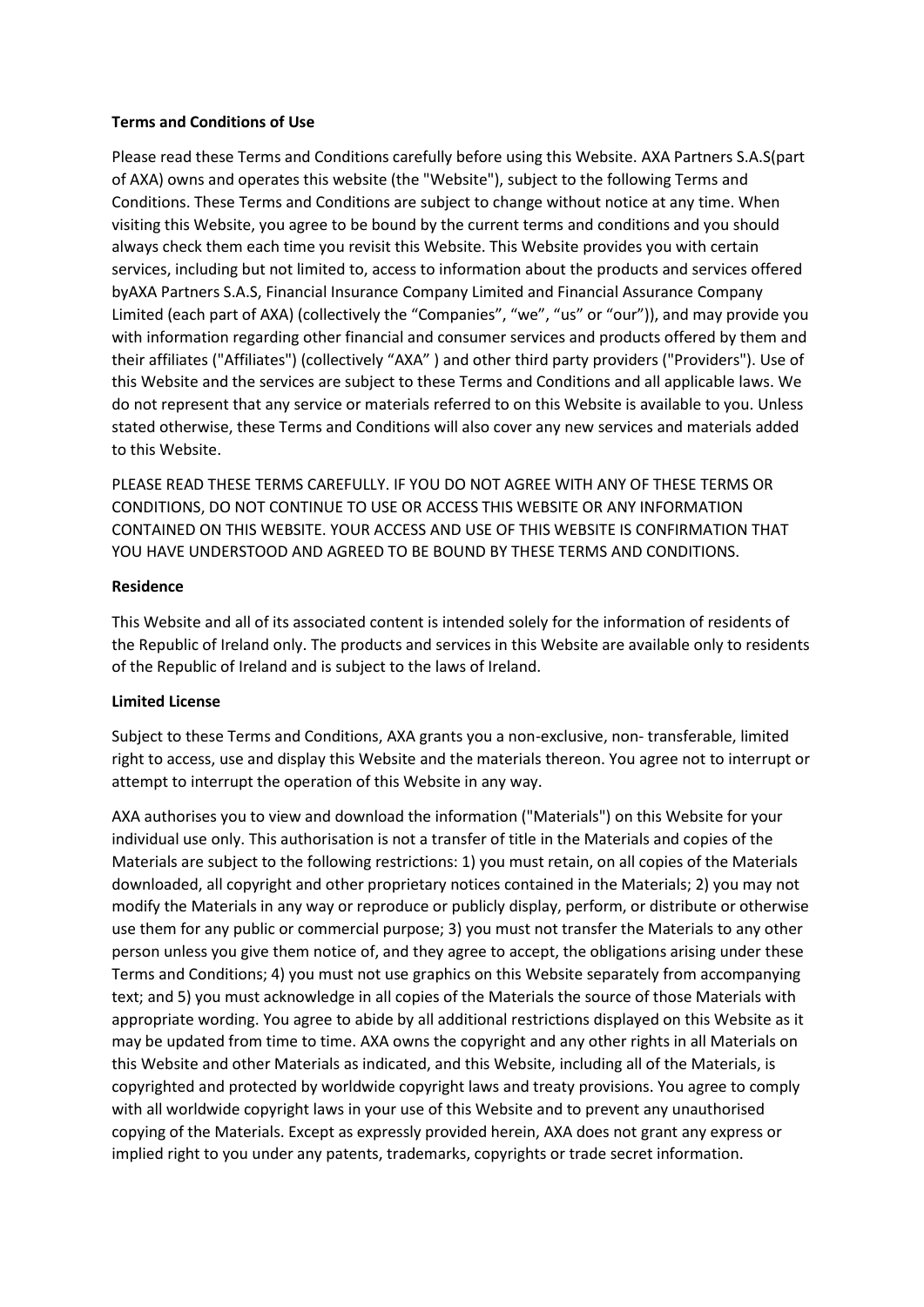**Terms and Conditions of Use**

Please read these Terms and Conditions carefully before using this Website. AXA Partners S.A.S(part of AXA) owns and operates this website (the "Website"), subject to the following Terms and Conditions. These Terms and Conditions are subject to change without notice at any time. When visiting this Website, you agree to be bound by the current terms and conditions and you should always check them each time you revisit this Website. This Website provides you with certain services, including but not limited to, access to information about the products and services offered byAXA Partners S.A.S, Financial Insurance Company Limited and Financial Assurance Company Limited (each part of AXA) (collectively the "Companies", "we", "us" or "our")), and may provide you with information regarding other financial and consumer services and products offered by them and their affiliates ("Affiliates") (collectively "AXA" ) and other third party providers ("Providers"). Use of this Website and the services are subject to these Terms and Conditions and all applicable laws. We do not represent that any service or materials referred to on this Website is available to you. Unless stated otherwise, these Terms and Conditions will also cover any new services and materials added to this Website.

PLEASE READ THESE TERMS CAREFULLY. IF YOU DO NOT AGREE WITH ANY OF THESE TERMS OR CONDITIONS, DO NOT CONTINUE TO USE OR ACCESS THIS WEBSITE OR ANY INFORMATION CONTAINED ON THIS WEBSITE. YOUR ACCESS AND USE OF THIS WEBSITE IS CONFIRMATION THAT YOU HAVE UNDERSTOOD AND AGREED TO BE BOUND BY THESE TERMS AND CONDITIONS.

**Residence**

This Website and all of its associated content is intended solely for the information of residents of the Republic of Ireland only. The products and services in this Website are available only to residents of the Republic of Ireland and is subject to the laws of Ireland.

**Limited License**

Subject to these Terms and Conditions, AXA grants you a non-exclusive, non- transferable, limited right to access, use and display this Website and the materials thereon. You agree not to interrupt or attempt to interrupt the operation of this Website in any way.

AXA authorises you to view and download the information ("Materials") on this Website for your individual use only. This authorisation is not a transfer of title in the Materials and copies of the Materials are subject to the following restrictions: 1) you must retain, on all copies of the Materials downloaded, all copyright and other proprietary notices contained in the Materials; 2) you may not modify the Materials in any way or reproduce or publicly display, perform, or distribute or otherwise use them for any public or commercial purpose; 3) you must not transfer the Materials to any other person unless you give them notice of, and they agree to accept, the obligations arising under these Terms and Conditions; 4) you must not use graphics on this Website separately from accompanying text; and 5) you must acknowledge in all copies of the Materials the source of those Materials with appropriate wording. You agree to abide by all additional restrictions displayed on this Website as it may be updated from time to time. AXA owns the copyright and any other rights in all Materials on this Website and other Materials as indicated, and this Website, including all of the Materials, is copyrighted and protected by worldwide copyright laws and treaty provisions. You agree to comply with all worldwide copyright laws in your use of this Website and to prevent any unauthorised copying of the Materials. Except as expressly provided herein, AXA does not grant any express or implied right to you under any patents, trademarks, copyrights or trade secret information.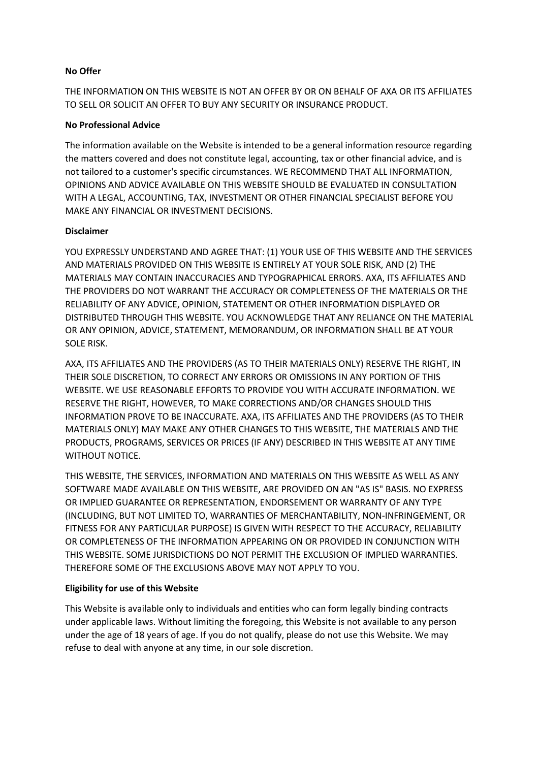**No Offer**

THE INFORMATION ON THIS WEBSITE IS NOT AN OFFER BY OR ON BEHALF OF AXA OR ITS AFFILIATES TO SELL OR SOLICIT AN OFFER TO BUY ANY SECURITY OR INSURANCE PRODUCT.

**No Professional Advice**

The information available on the Website is intended to be a general information resource regarding the matters covered and does not constitute legal, accounting, tax or other financial advice, and is not tailored to a customer's specific circumstances. WE RECOMMEND THAT ALL INFORMATION, OPINIONS AND ADVICE AVAILABLE ON THIS WEBSITE SHOULD BE EVALUATED IN CONSULTATION WITH A LEGAL, ACCOUNTING, TAX, INVESTMENT OR OTHER FINANCIAL SPECIALIST BEFORE YOU MAKE ANY FINANCIAL OR INVESTMENT DECISIONS.

**Disclaimer**

YOU EXPRESSLY UNDERSTAND AND AGREE THAT: (1) YOUR USE OF THIS WEBSITE AND THE SERVICES AND MATERIALS PROVIDED ON THIS WEBSITE IS ENTIRELY AT YOUR SOLE RISK, AND (2) THE MATERIALS MAY CONTAIN INACCURACIES AND TYPOGRAPHICAL ERRORS. AXA, ITS AFFILIATES AND THE PROVIDERS DO NOT WARRANT THE ACCURACY OR COMPLETENESS OF THE MATERIALS OR THE RELIABILITY OF ANY ADVICE, OPINION, STATEMENT OR OTHER INFORMATION DISPLAYED OR DISTRIBUTED THROUGH THIS WEBSITE. YOU ACKNOWLEDGE THAT ANY RELIANCE ON THE MATERIAL OR ANY OPINION, ADVICE, STATEMENT, MEMORANDUM, OR INFORMATION SHALL BE AT YOUR SOLE RISK.

AXA, ITS AFFILIATES AND THE PROVIDERS (AS TO THEIR MATERIALS ONLY) RESERVE THE RIGHT, IN THEIR SOLE DISCRETION, TO CORRECT ANY ERRORS OR OMISSIONS IN ANY PORTION OF THIS WEBSITE. WE USE REASONABLE EFFORTS TO PROVIDE YOU WITH ACCURATE INFORMATION. WE RESERVE THE RIGHT, HOWEVER, TO MAKE CORRECTIONS AND/OR CHANGES SHOULD THIS INFORMATION PROVE TO BE INACCURATE. AXA, ITS AFFILIATES AND THE PROVIDERS (AS TO THEIR MATERIALS ONLY) MAY MAKE ANY OTHER CHANGES TO THIS WEBSITE, THE MATERIALS AND THE PRODUCTS, PROGRAMS, SERVICES OR PRICES (IF ANY) DESCRIBED IN THIS WEBSITE AT ANY TIME WITHOUT NOTICE.

THIS WEBSITE, THE SERVICES, INFORMATION AND MATERIALS ON THIS WEBSITE AS WELL AS ANY SOFTWARE MADE AVAILABLE ON THIS WEBSITE, ARE PROVIDED ON AN "AS IS" BASIS. NO EXPRESS OR IMPLIED GUARANTEE OR REPRESENTATION, ENDORSEMENT OR WARRANTY OF ANY TYPE (INCLUDING, BUT NOT LIMITED TO, WARRANTIES OF MERCHANTABILITY, NON-INFRINGEMENT, OR FITNESS FOR ANY PARTICULAR PURPOSE) IS GIVEN WITH RESPECT TO THE ACCURACY, RELIABILITY OR COMPLETENESS OF THE INFORMATION APPEARING ON OR PROVIDED IN CONJUNCTION WITH THIS WEBSITE. SOME JURISDICTIONS DO NOT PERMIT THE EXCLUSION OF IMPLIED WARRANTIES. THEREFORE SOME OF THE EXCLUSIONS ABOVE MAY NOT APPLY TO YOU.

**Eligibility for use of this Website**

This Website is available only to individuals and entities who can form legally binding contracts under applicable laws. Without limiting the foregoing, this Website is not available to any person under the age of 18 years of age. If you do not qualify, please do not use this Website. We may refuse to deal with anyone at any time, in our sole discretion.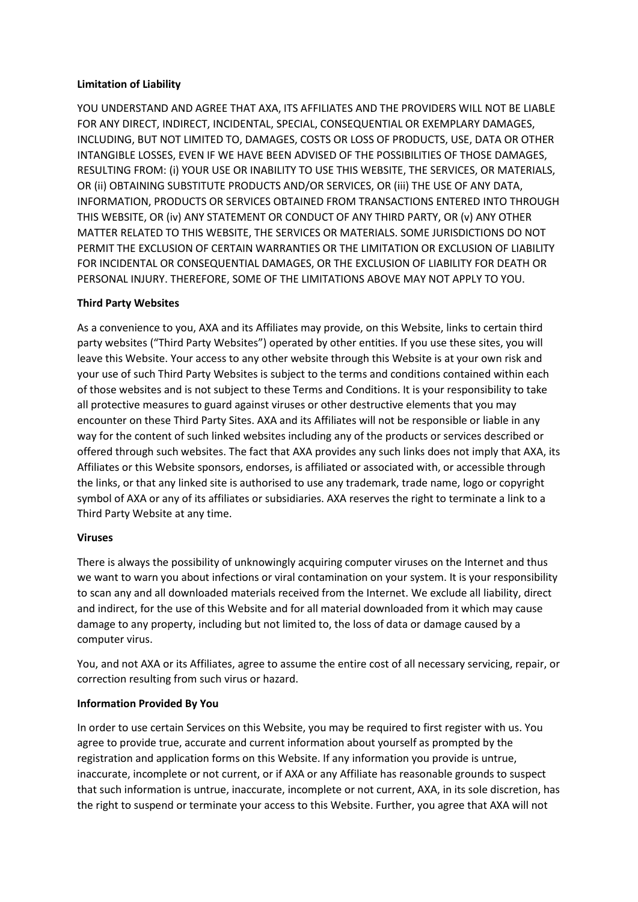**Limitation of Liability**

YOU UNDERSTAND AND AGREE THAT AXA, ITS AFFILIATES AND THE PROVIDERS WILL NOT BE LIABLE FOR ANY DIRECT, INDIRECT, INCIDENTAL, SPECIAL, CONSEQUENTIAL OR EXEMPLARY DAMAGES, INCLUDING, BUT NOT LIMITED TO, DAMAGES, COSTS OR LOSS OF PRODUCTS, USE, DATA OR OTHER INTANGIBLE LOSSES, EVEN IF WE HAVE BEEN ADVISED OF THE POSSIBILITIES OF THOSE DAMAGES, RESULTING FROM: (i) YOUR USE OR INABILITY TO USE THIS WEBSITE, THE SERVICES, OR MATERIALS, OR (ii) OBTAINING SUBSTITUTE PRODUCTS AND/OR SERVICES, OR (iii) THE USE OF ANY DATA, INFORMATION, PRODUCTS OR SERVICES OBTAINED FROM TRANSACTIONS ENTERED INTO THROUGH THIS WEBSITE, OR (iv) ANY STATEMENT OR CONDUCT OF ANY THIRD PARTY, OR (v) ANY OTHER MATTER RELATED TO THIS WEBSITE, THE SERVICES OR MATERIALS. SOME JURISDICTIONS DO NOT PERMIT THE EXCLUSION OF CERTAIN WARRANTIES OR THE LIMITATION OR EXCLUSION OF LIABILITY FOR INCIDENTAL OR CONSEQUENTIAL DAMAGES, OR THE EXCLUSION OF LIABILITY FOR DEATH OR PERSONAL INJURY. THEREFORE, SOME OF THE LIMITATIONS ABOVE MAY NOT APPLY TO YOU.

**Third Party Websites**

As a convenience to you, AXA and its Affiliates may provide, on this Website, links to certain third party websites ("Third Party Websites") operated by other entities. If you use these sites, you will leave this Website. Your access to any other website through this Website is at your own risk and your use of such Third Party Websites is subject to the terms and conditions contained within each of those websites and is not subject to these Terms and Conditions. It is your responsibility to take all protective measures to guard against viruses or other destructive elements that you may encounter on these Third Party Sites. AXA and its Affiliates will not be responsible or liable in any way for the content of such linked websites including any of the products or services described or offered through such websites. The fact that AXA provides any such links does not imply that AXA, its Affiliates or this Website sponsors, endorses, is affiliated or associated with, or accessible through the links, or that any linked site is authorised to use any trademark, trade name, logo or copyright symbol of AXA or any of its affiliates or subsidiaries. AXA reserves the right to terminate a link to a Third Party Website at any time.

**Viruses**

There is always the possibility of unknowingly acquiring computer viruses on the Internet and thus we want to warn you about infections or viral contamination on your system. It is your responsibility to scan any and all downloaded materials received from the Internet. We exclude all liability, direct and indirect, for the use of this Website and for all material downloaded from it which may cause damage to any property, including but not limited to, the loss of data or damage caused by a computer virus.

You, and not AXA or its Affiliates, agree to assume the entire cost of all necessary servicing, repair, or correction resulting from such virus or hazard.

**Information Provided By You**

In order to use certain Services on this Website, you may be required to first register with us. You agree to provide true, accurate and current information about yourself as prompted by the registration and application forms on this Website. If any information you provide is untrue, inaccurate, incomplete or not current, or if AXA or any Affiliate has reasonable grounds to suspect that such information is untrue, inaccurate, incomplete or not current, AXA, in its sole discretion, has the right to suspend or terminate your access to this Website. Further, you agree that AXA will not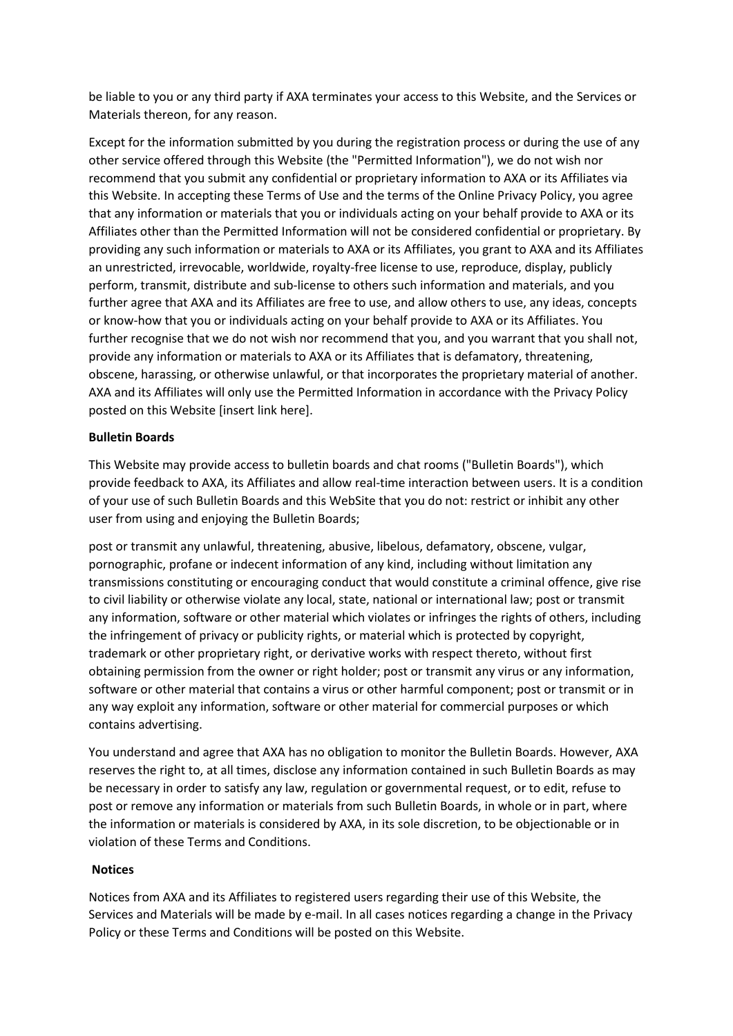be liable to you or any third party if AXA terminates your access to this Website, and the Services or Materials thereon, for any reason.

Except for the information submitted by you during the registration process or during the use of any other service offered through this Website (the "Permitted Information"), we do not wish nor recommend that you submit any confidential or proprietary information to AXA or its Affiliates via this Website. In accepting these Terms of Use and the terms of the Online Privacy Policy, you agree that any information or materials that you or individuals acting on your behalf provide to AXA or its Affiliates other than the Permitted Information will not be considered confidential or proprietary. By providing any such information or materials to AXA or its Affiliates, you grant to AXA and its Affiliates an unrestricted, irrevocable, worldwide, royalty-free license to use, reproduce, display, publicly perform, transmit, distribute and sub-license to others such information and materials, and you further agree that AXA and its Affiliates are free to use, and allow others to use, any ideas, concepts or know-how that you or individuals acting on your behalf provide to AXA or its Affiliates. You further recognise that we do not wish nor recommend that you, and you warrant that you shall not, provide any information or materials to AXA or its Affiliates that is defamatory, threatening, obscene, harassing, or otherwise unlawful, or that incorporates the proprietary material of another. AXA and its Affiliates will only use the Permitted Information in accordance with the Privacy Policy posted on this Website [insert link here].

**Bulletin Boards**

This Website may provide access to bulletin boards and chat rooms ("Bulletin Boards"), which provide feedback to AXA, its Affiliates and allow real-time interaction between users. It is a condition of your use of such Bulletin Boards and this WebSite that you do not: restrict or inhibit any other user from using and enjoying the Bulletin Boards;

post or transmit any unlawful, threatening, abusive, libelous, defamatory, obscene, vulgar, pornographic, profane or indecent information of any kind, including without limitation any transmissions constituting or encouraging conduct that would constitute a criminal offence, give rise to civil liability or otherwise violate any local, state, national or international law; post or transmit any information, software or other material which violates or infringes the rights of others, including the infringement of privacy or publicity rights, or material which is protected by copyright, trademark or other proprietary right, or derivative works with respect thereto, without first obtaining permission from the owner or right holder; post or transmit any virus or any information, software or other material that contains a virus or other harmful component; post or transmit or in any way exploit any information, software or other material for commercial purposes or which contains advertising.

You understand and agree that AXA has no obligation to monitor the Bulletin Boards. However, AXA reserves the right to, at all times, disclose any information contained in such Bulletin Boards as may be necessary in order to satisfy any law, regulation or governmental request, or to edit, refuse to post or remove any information or materials from such Bulletin Boards, in whole or in part, where the information or materials is considered by AXA, in its sole discretion, to be objectionable or in violation of these Terms and Conditions.

**Notices**

Notices from AXA and its Affiliates to registered users regarding their use of this Website, the Services and Materials will be made by e-mail. In all cases notices regarding a change in the Privacy Policy or these Terms and Conditions will be posted on this Website.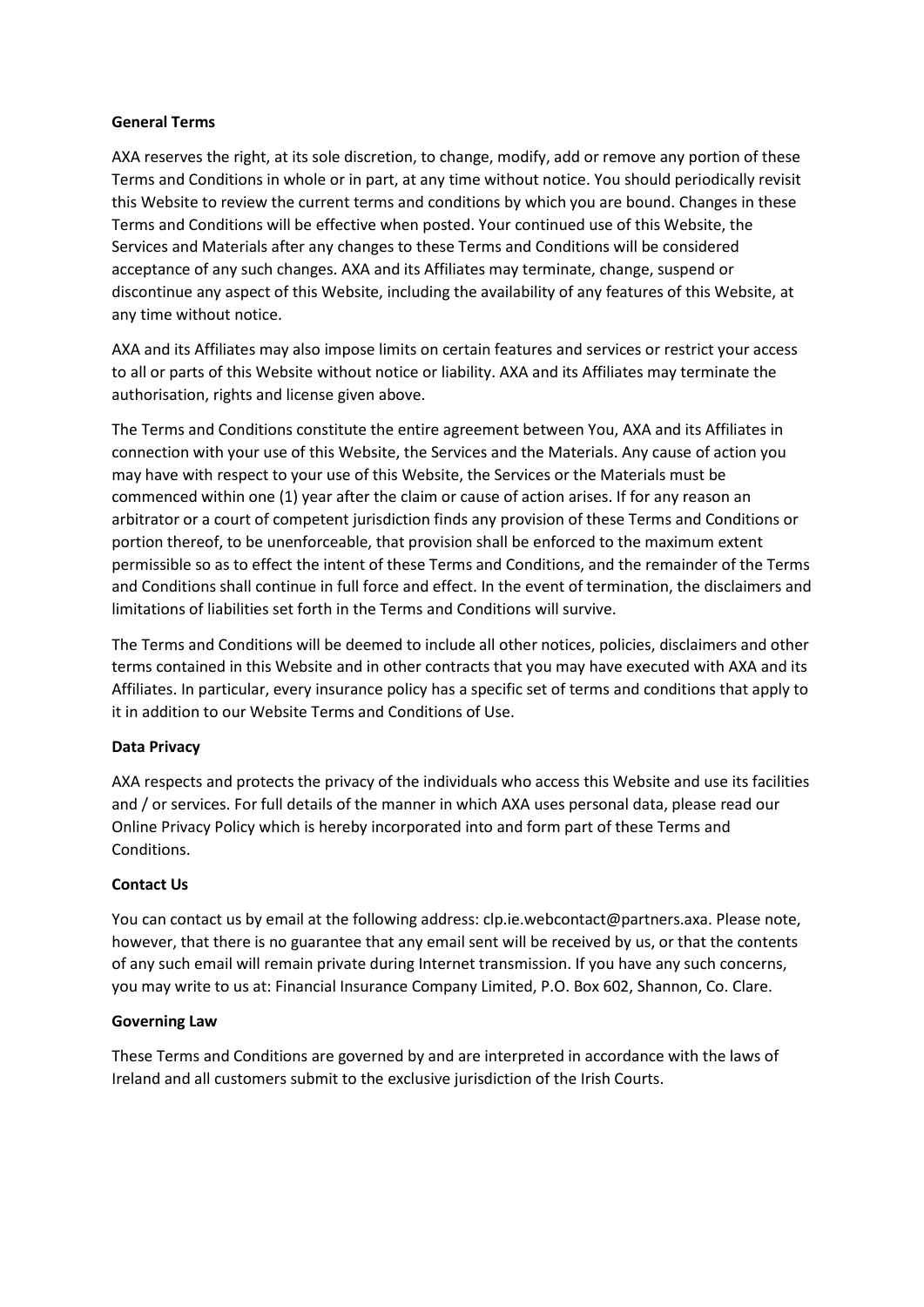**General Terms**

AXA reserves the right, at its sole discretion, to change, modify, add or remove any portion of these Terms and Conditions in whole or in part, at any time without notice. You should periodically revisit this Website to review the current terms and conditions by which you are bound. Changes in these Terms and Conditions will be effective when posted. Your continued use of this Website, the Services and Materials after any changes to these Terms and Conditions will be considered acceptance of any such changes. AXA and its Affiliates may terminate, change, suspend or discontinue any aspect of this Website, including the availability of any features of this Website, at any time without notice.

AXA and its Affiliates may also impose limits on certain features and services or restrict your access to all or parts of this Website without notice or liability. AXA and its Affiliates may terminate the authorisation, rights and license given above.

The Terms and Conditions constitute the entire agreement between You, AXA and its Affiliates in connection with your use of this Website, the Services and the Materials. Any cause of action you may have with respect to your use of this Website, the Services or the Materials must be commenced within one (1) year after the claim or cause of action arises. If for any reason an arbitrator or a court of competent jurisdiction finds any provision of these Terms and Conditions or portion thereof, to be unenforceable, that provision shall be enforced to the maximum extent permissible so as to effect the intent of these Terms and Conditions, and the remainder of the Terms and Conditions shall continue in full force and effect. In the event of termination, the disclaimers and limitations of liabilities set forth in the Terms and Conditions will survive.

The Terms and Conditions will be deemed to include all other notices, policies, disclaimers and other terms contained in this Website and in other contracts that you may have executed with AXA and its Affiliates. In particular, every insurance policy has a specific set of terms and conditions that apply to it in addition to our Website Terms and Conditions of Use.

**Data Privacy**

AXA respects and protects the privacy of the individuals who access this Website and use its facilities and / or services. For full details of the manner in which AXA uses personal data, please read our Online Privacy Policy which is hereby incorporated into and form part of these Terms and Conditions.

**Contact Us**

You can contact us by email at the following address: clp.ie.webcontact@partners.axa. Please note, however, that there is no guarantee that any email sent will be received by us, or that the contents of any such email will remain private during Internet transmission. If you have any such concerns, you may write to us at: Financial Insurance Company Limited, P.O. Box 602, Shannon, Co. Clare.

**Governing Law**

These Terms and Conditions are governed by and are interpreted in accordance with the laws of Ireland and all customers submit to the exclusive jurisdiction of the Irish Courts.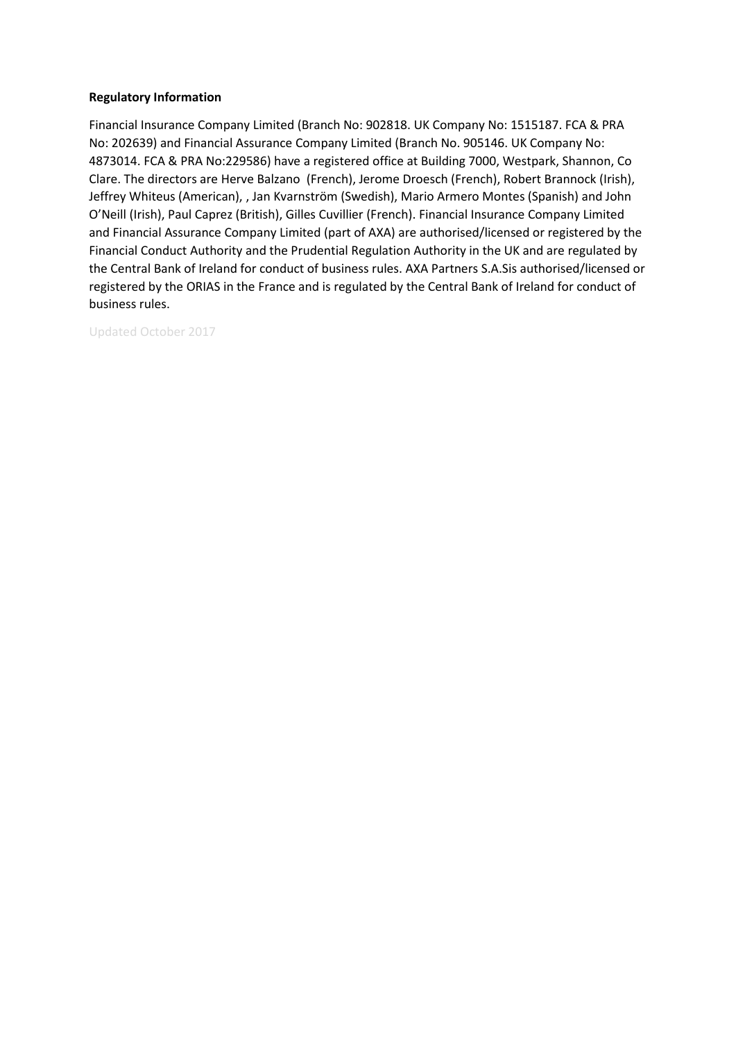**Regulatory Information**

Financial Insurance Company Limited (Branch No: 902818. UK Company No: 1515187. FCA & PRA No: 202639) and Financial Assurance Company Limited (Branch No. 905146. UK Company No: 4873014. FCA & PRA No:229586) have a registered office at Building 7000, Westpark, Shannon, Co Clare. The directors are Herve Balzano (French), Jerome Droesch (French), Robert Brannock (Irish), Jeffrey Whiteus (American), , Jan Kvarnström (Swedish), Mario Armero Montes (Spanish) and John O'Neill (Irish), Paul Caprez (British), Gilles Cuvillier (French). Financial Insurance Company Limited and Financial Assurance Company Limited (part of AXA) are authorised/licensed or registered by the Financial Conduct Authority and the Prudential Regulation Authority in the UK and are regulated by the Central Bank of Ireland for conduct of business rules. AXA Partners S.A.Sis authorised/licensed or registered by the ORIAS in the France and is regulated by the Central Bank of Ireland for conduct of business rules.

Updated October 2017